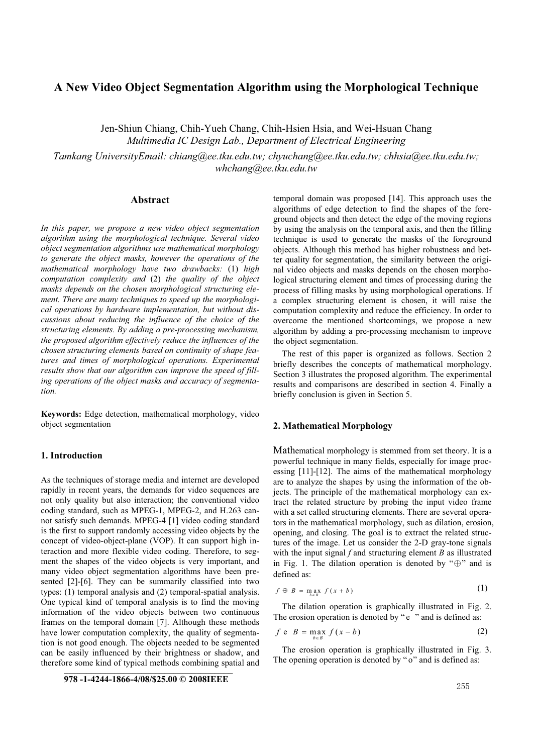# A New Video Object Segmentation Algorithm using the Morphological Technique

Jen-Shiun Chiang, Chih-Yueh Chang, Chih-Hsien Hsia, and Wei-Hsuan Chang
*Multimedia IC Design Lab., Department of Electrical Engineering*
*Tamkang UniversityEmail: chiang@ee.tku.edu.tw; chyuchang@ee.tku.edu.tw; chhsia@ee.tku.edu.tw; whchang@ee.tku.edu.tw*

## Abstract

*In this paper, we propose a new video object segmentation algorithm using the morphological technique. Several video object segmentation algorithms use mathematical morphology to generate the object masks, however the operations of the mathematical morphology have two drawbacks: (1) high computation complexity and (2) the quality of the object masks depends on the chosen morphological structuring element. There are many techniques to speed up the morphological operations by hardware implementation, but without discussions about reducing the influence of the choice of the structuring elements. By adding a pre-processing mechanism, the proposed algorithm effectively reduce the influences of the chosen structuring elements based on continuity of shape features and times of morphological operations. Experimental results show that our algorithm can improve the speed of filling operations of the object masks and accuracy of segmentation.*

**Keywords:** Edge detection, mathematical morphology, video object segmentation

## 1. Introduction

As the techniques of storage media and internet are developed rapidly in recent years, the demands for video sequences are not only quality but also interaction; the conventional video coding standard, such as MPEG-1, MPEG-2, and H.263 cannot satisfy such demands. MPEG-4 [1] video coding standard is the first to support randomly accessing video objects by the concept of video-object-plane (VOP). It can support high interaction and more flexible video coding. Therefore, to segment the shapes of the video objects is very important, and many video object segmentation algorithms have been presented [2]-[6]. They can be summarily classified into two types: (1) temporal analysis and (2) temporal-spatial analysis. One typical kind of temporal analysis is to find the moving information of the video objects between two continuous frames on the temporal domain [7]. Although these methods have lower computation complexity, the quality of segmentation is not good enough. The objects needed to be segmented can be easily influenced by their brightness or shadow, and therefore some kind of typical methods combining spatial and temporal domain was proposed [14]. This approach uses the algorithms of edge detection to find the shapes of the foreground objects and then detect the edge of the moving regions by using the analysis on the temporal axis, and then the filling technique is used to generate the masks of the foreground objects. Although this method has higher robustness and better quality for segmentation, the similarity between the original video objects and masks depends on the chosen morphological structuring element and times of processing during the process of filling masks by using morphological operations. If a complex structuring element is chosen, it will raise the computation complexity and reduce the efficiency. In order to overcome the mentioned shortcomings, we propose a new algorithm by adding a pre-processing mechanism to improve the object segmentation.

The rest of this paper is organized as follows. Section 2 briefly describes the concepts of mathematical morphology. Section 3 illustrates the proposed algorithm. The experimental results and comparisons are described in section 4. Finally a briefly conclusion is given in Section 5.

## 2. Mathematical Morphology

Mathematical morphology is stemmed from set theory. It is a powerful technique in many fields, especially for image processing [11]-[12]. The aims of the mathematical morphology are to analyze the shapes by using the information of the objects. The principle of the mathematical morphology can extract the related structure by probing the input video frame with a set called structuring elements. There are several operators in the mathematical morphology, such as dilation, erosion, opening, and closing. The goal is to extract the related structures of the image. Let us consider the 2-D gray-tone signals with the input signal $f$ and structuring element $B$ as illustrated in Fig. 1. The dilation operation is denoted by "$\oplus$" and is defined as:

$$f \oplus B = \max_{b \in B} f(x+b) \tag{1}$$

The dilation operation is graphically illustrated in Fig. 2. The erosion operation is denoted by "e" and is defined as:

$$f \text{ e } B = \max_{b \in B} f(x-b) \tag{2}$$

The erosion operation is graphically illustrated in Fig. 3. The opening operation is denoted by "o" and is defined as:

978 -1-4244-1866-4/08/$25.00 © 2008IEEE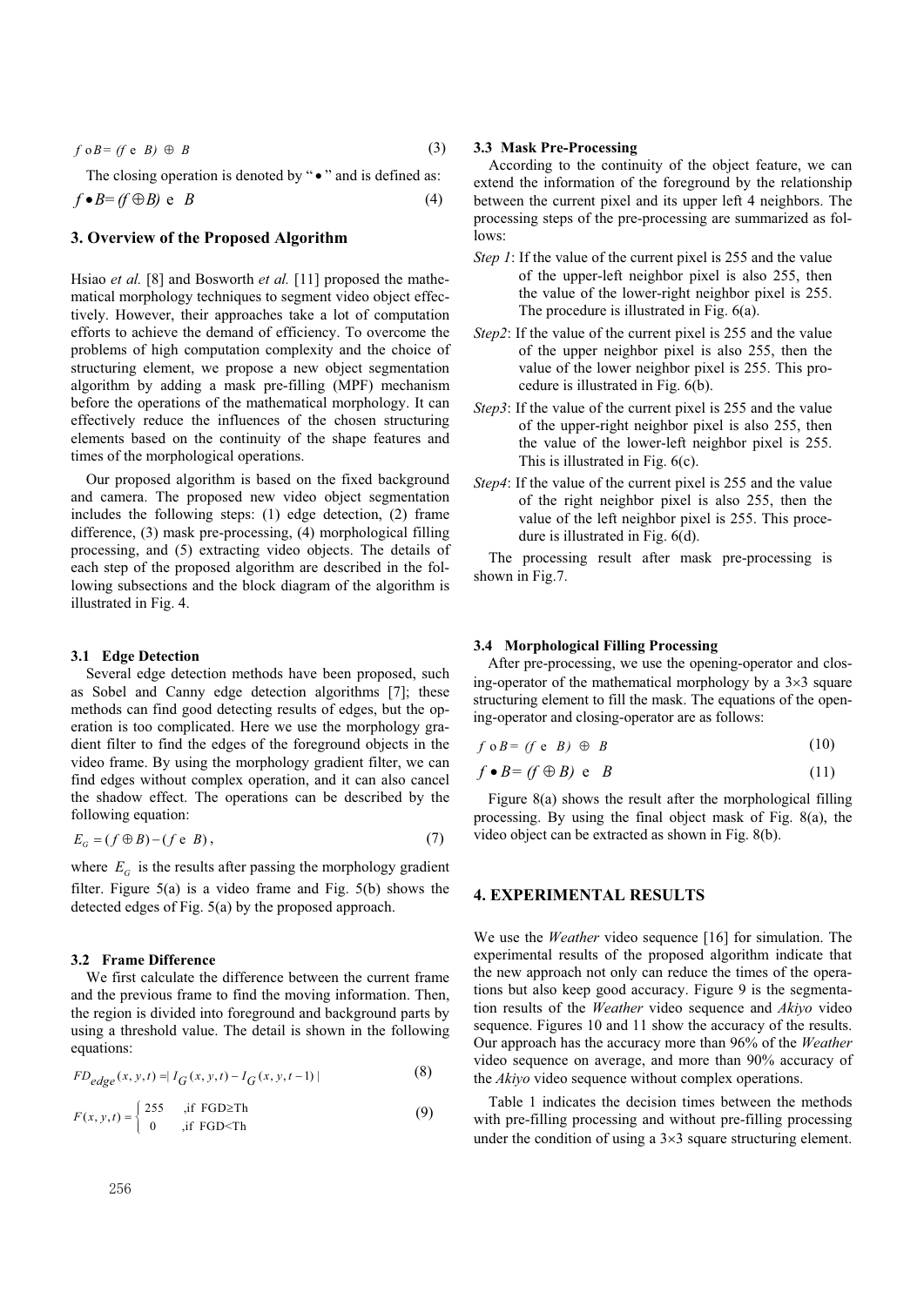$$f \circ B = (f \ominus B) \oplus B \tag{3}$$

The closing operation is denoted by "$\bullet$" and is defined as:

$$f \bullet B = (f \oplus B) \ominus B \tag{4}$$

## 3. Overview of the Proposed Algorithm

Hsiao *et al.* [8] and Bosworth *et al.* [11] proposed the mathematical morphology techniques to segment video object effectively. However, their approaches take a lot of computation efforts to achieve the demand of efficiency. To overcome the problems of high computation complexity and the choice of structuring element, we propose a new object segmentation algorithm by adding a mask pre-filling (MPF) mechanism before the operations of the mathematical morphology. It can effectively reduce the influences of the chosen structuring elements based on the continuity of the shape features and times of the morphological operations.

Our proposed algorithm is based on the fixed background and camera. The proposed new video object segmentation includes the following steps: (1) edge detection, (2) frame difference, (3) mask pre-processing, (4) morphological filling processing, and (5) extracting video objects. The details of each step of the proposed algorithm are described in the following subsections and the block diagram of the algorithm is illustrated in Fig. 4.

### 3.1 Edge Detection

Several edge detection methods have been proposed, such as Sobel and Canny edge detection algorithms [7]; these methods can find good detecting results of edges, but the operation is too complicated. Here we use the morphology gradient filter to find the edges of the foreground objects in the video frame. By using the morphology gradient filter, we can find edges without complex operation, and it can also cancel the shadow effect. The operations can be described by the following equation:

$$E_G = (f \oplus B) - (f \ominus B), \tag{7}$$

where $E_G$ is the results after passing the morphology gradient filter. Figure 5(a) is a video frame and Fig. 5(b) shows the detected edges of Fig. 5(a) by the proposed approach.

### 3.2 Frame Difference

We first calculate the difference between the current frame and the previous frame to find the moving information. Then, the region is divided into foreground and background parts by using a threshold value. The detail is shown in the following equations:

$$FD_{edge}(x, y, t) = | I_G(x, y, t) - I_G(x, y, t-1) | \tag{8}$$

$$F(x, y, t) = \begin{cases} 255 & ,\text{if FGD} \geq \text{Th} \\ 0 & ,\text{if FGD} < \text{Th} \end{cases} \tag{9}$$

### 3.3 Mask Pre-Processing

According to the continuity of the object feature, we can extend the information of the foreground by the relationship between the current pixel and its upper left 4 neighbors. The processing steps of the pre-processing are summarized as follows:

*Step 1*: If the value of the current pixel is 255 and the value of the upper-left neighbor pixel is also 255, then the value of the lower-right neighbor pixel is 255. The procedure is illustrated in Fig. 6(a).

*Step2*: If the value of the current pixel is 255 and the value of the upper neighbor pixel is also 255, then the value of the lower neighbor pixel is 255. This procedure is illustrated in Fig. 6(b).

*Step3*: If the value of the current pixel is 255 and the value of the upper-right neighbor pixel is also 255, then the value of the lower-left neighbor pixel is 255. This is illustrated in Fig. 6(c).

*Step4*: If the value of the current pixel is 255 and the value of the right neighbor pixel is also 255, then the value of the left neighbor pixel is 255. This procedure is illustrated in Fig. 6(d).

The processing result after mask pre-processing is shown in Fig.7.

### 3.4 Morphological Filling Processing

After pre-processing, we use the opening-operator and closing-operator of the mathematical morphology by a 3×3 square structuring element to fill the mask. The equations of the opening-operator and closing-operator are as follows:

$$f \circ B = (f \ominus B) \oplus B \tag{10}$$

$$f \bullet B = (f \oplus B) \ominus B \tag{11}$$

Figure 8(a) shows the result after the morphological filling processing. By using the final object mask of Fig. 8(a), the video object can be extracted as shown in Fig. 8(b).

## 4. EXPERIMENTAL RESULTS

We use the *Weather* video sequence [16] for simulation. The experimental results of the proposed algorithm indicate that the new approach not only can reduce the times of the operations but also keep good accuracy. Figure 9 is the segmentation results of the *Weather* video sequence and *Akiyo* video sequence. Figures 10 and 11 show the accuracy of the results. Our approach has the accuracy more than 96% of the *Weather* video sequence on average, and more than 90% accuracy of the *Akiyo* video sequence without complex operations.

Table 1 indicates the decision times between the methods with pre-filling processing and without pre-filling processing under the condition of using a 3×3 square structuring element.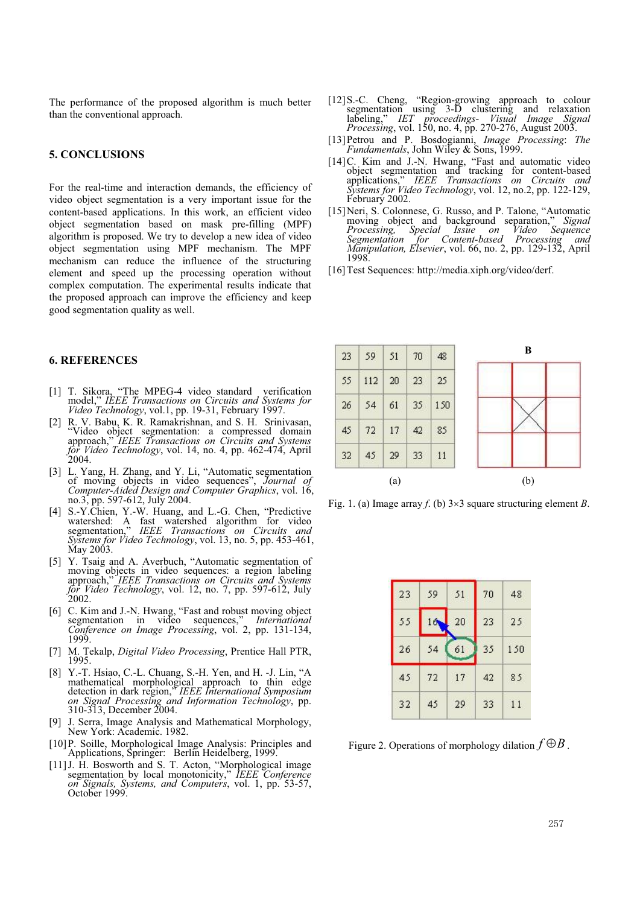The performance of the proposed algorithm is much better than the conventional approach.

## 5. CONCLUSIONS

For the real-time and interaction demands, the efficiency of video object segmentation is a very important issue for the content-based applications. In this work, an efficient video object segmentation based on mask pre-filling (MPF) algorithm is proposed. We try to develop a new idea of video object segmentation using MPF mechanism. The MPF mechanism can reduce the influence of the structuring element and speed up the processing operation without complex computation. The experimental results indicate that the proposed approach can improve the efficiency and keep good segmentation quality as well.

## 6. REFERENCES

[1] T. Sikora, "The MPEG-4 video standard verification model," *IEEE Transactions on Circuits and Systems for Video Technology*, vol.1, pp. 19-31, February 1997.

[2] R. V. Babu, K. R. Ramakrishnan, and S. H. Srinivasan, "Video object segmentation: a compressed domain approach," *IEEE Transactions on Circuits and Systems for Video Technology*, vol. 14, no. 4, pp. 462-474, April 2004.

[3] L. Yang, H. Zhang, and Y. Li, "Automatic segmentation of moving objects in video sequences", *Journal of Computer-Aided Design and Computer Graphics*, vol. 16, no.3, pp. 597-612, July 2004.

[4] S.-Y.Chien, Y.-W. Huang, and L.-G. Chen, "Predictive watershed: A fast watershed algorithm for video segmentation," *IEEE Transactions on Circuits and Systems for Video Technology*, vol. 13, no. 5, pp. 453-461, May 2003.

[5] Y. Tsaig and A. Averbuch, "Automatic segmentation of moving objects in video sequences: a region labeling approach," *IEEE Transactions on Circuits and Systems for Video Technology*, vol. 12, no. 7, pp. 597-612, July 2002.

[6] C. Kim and J.-N. Hwang, "Fast and robust moving object segmentation in video sequences," *International Conference on Image Processing*, vol. 2, pp. 131-134, 1999.

[7] M. Tekalp, *Digital Video Processing*, Prentice Hall PTR, 1995.

[8] Y.-T. Hsiao, C.-L. Chuang, S.-H. Yen, and H. -J. Lin, "A mathematical morphological approach to thin edge detection in dark region," *IEEE International Symposium on Signal Processing and Information Technology*, pp. 310-313, December 2004.

[9] J. Serra, Image Analysis and Mathematical Morphology, New York: Academic. 1982.

[10] P. Soille, Morphological Image Analysis: Principles and Applications, Springer: Berlin Heidelberg, 1999.

[11] J. H. Bosworth and S. T. Acton, "Morphological image segmentation by local monotonicity," *IEEE Conference on Signals, Systems, and Computers*, vol. 1, pp. 53-57, October 1999.

[12] S.-C. Cheng, "Region-growing approach to colour segmentation using 3-D clustering and relaxation labeling," *IET proceedings- Visual Image Signal Processing*, vol. 150, no. 4, pp. 270-276, August 2003.

[13] Petrou and P. Bosdogianni, *Image Processing: The Fundamentals*, John Wiley & Sons, 1999.

[14] C. Kim and J.-N. Hwang, "Fast and automatic video object segmentation and tracking for content-based applications," *IEEE Transactions on Circuits and Systems for Video Technology*, vol. 12, no.2, pp. 122-129, February 2002.

[15] Neri, S. Colonnese, G. Russo, and P. Talone, "Automatic moving object and background separation," *Signal Processing, Special Issue on Video Sequence Segmentation for Content-based Processing and Manipulation, Elsevier*, vol. 66, no. 2, pp. 129-132, April 1998.

[16] Test Sequences: http://media.xiph.org/video/derf.

| 23 | 59 | 51 | 70 | 48 |
|---|---|---|---|---|
| 55 | 112 | 20 | 23 | 25 |
| 26 | 54 | 61 | 35 | 150 |
| 45 | 72 | 17 | 42 | 85 |
| 32 | 45 | 29 | 33 | 11 |

(a) (b)

Fig. 1. (a) Image array *f*. (b) 3×3 square structuring element *B*.

| 23 | 59 | 51 | 70 | 48 |
|---|---|---|---|---|
| 55 | 16 | 20 | 23 | 25 |
| 26 | 54 | 61 | 35 | 150 |
| 45 | 72 | 17 | 42 | 85 |
| 32 | 45 | 29 | 33 | 11 |

Figure 2. Operations of morphology dilation $f \oplus B$.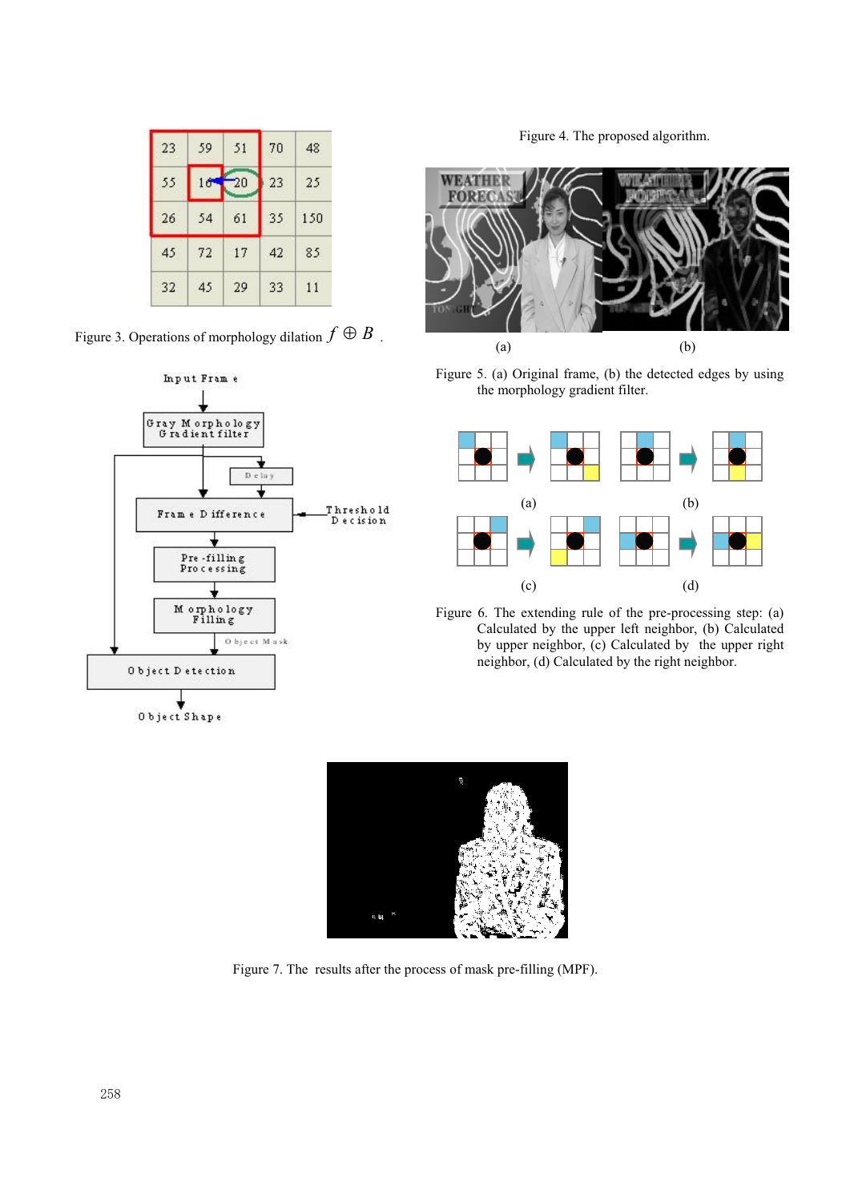| 23 | 59 | 51 | 70 | 48 |
|---|---|---|---|---|
| 55 | 16 | 20 | 23 | 25 |
| 26 | 54 | 61 | 35 | 150 |
| 45 | 72 | 17 | 42 | 85 |
| 32 | 45 | 29 | 33 | 11 |

Figure 3. Operations of morphology dilation $f \oplus B$ .

Input Frame

Gray Morphology Gradient filter

Delay

Frame Difference

Threshold Decision

Pre-filling Processing

Morphology Filling

Object Mask

Object Detection

Object Shape

Figure 4. The proposed algorithm.

(a) (b)

Figure 5. (a) Original frame, (b) the detected edges by using the morphology gradient filter.

(a) (b)

(c) (d)

Figure 6. The extending rule of the pre-processing step: (a) Calculated by the upper left neighbor, (b) Calculated by upper neighbor, (c) Calculated by the upper right neighbor, (d) Calculated by the right neighbor.

Figure 7. The results after the process of mask pre-filling (MPF).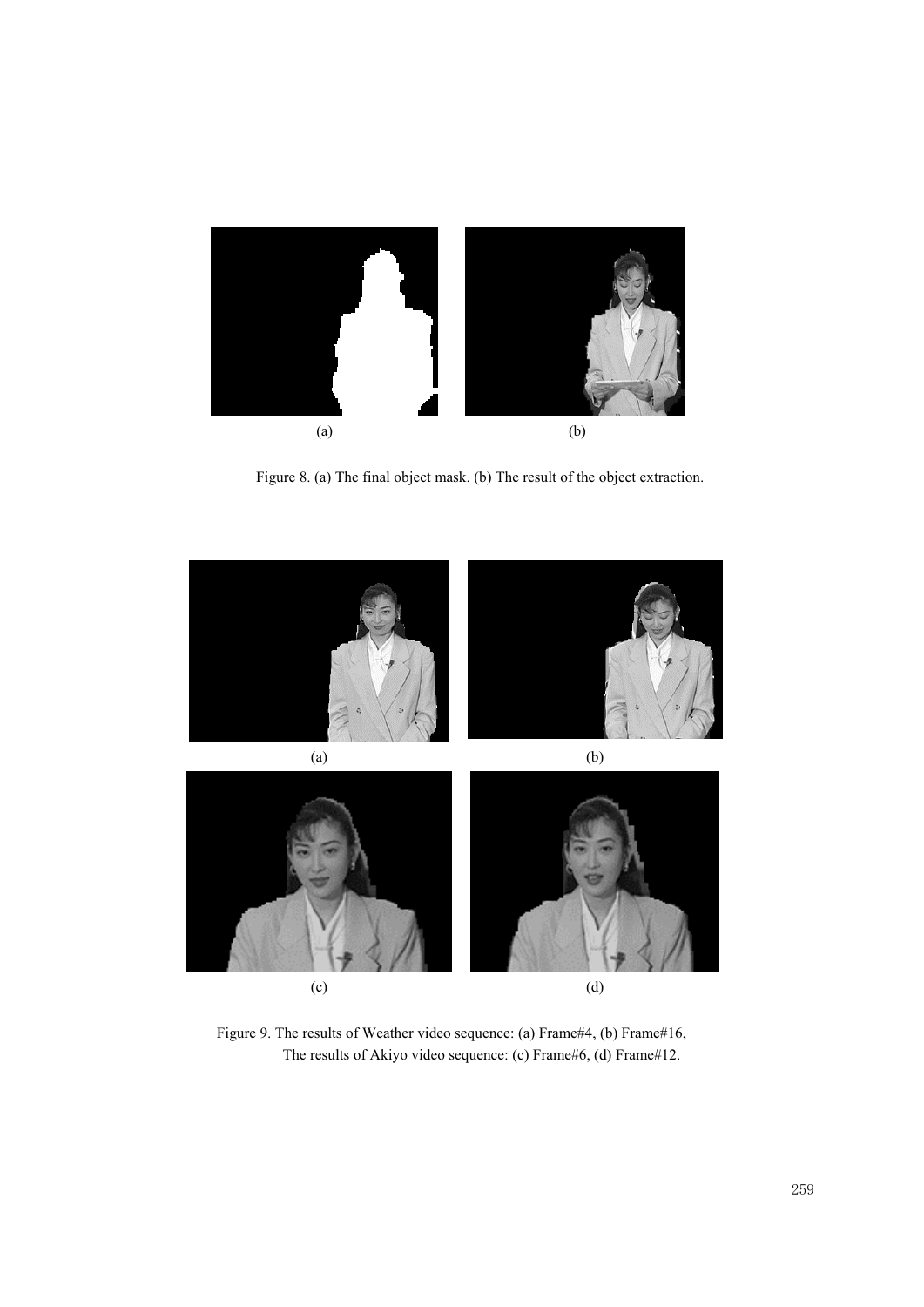(a) (b)

Figure 8. (a) The final object mask. (b) The result of the object extraction.

(a) (b)

(c) (d)

Figure 9. The results of Weather video sequence: (a) Frame#4, (b) Frame#16,
The results of Akiyo video sequence: (c) Frame#6, (d) Frame#12.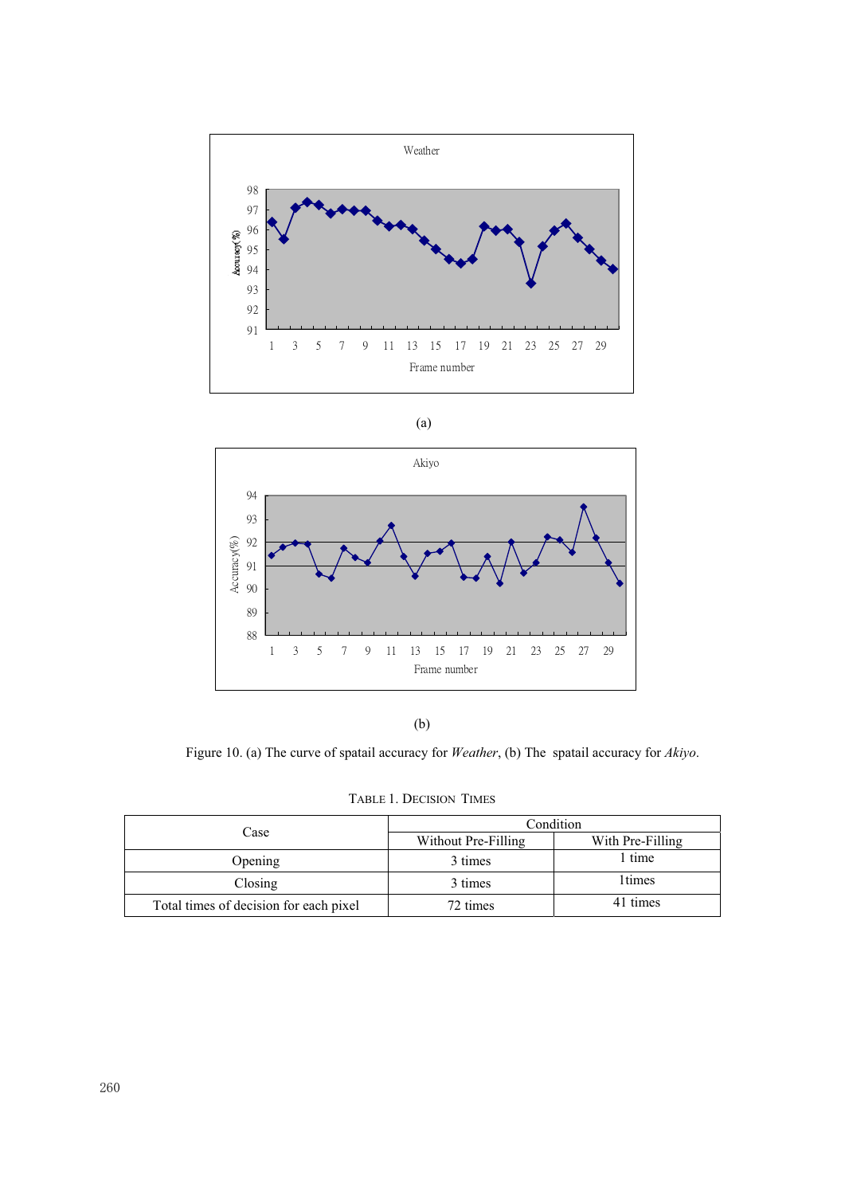Weather

98
97
96
95
94
93
92
91

Accuracy(%)

1 3 5 7 9 11 13 15 17 19 21 23 25 27 29

Frame number

(a)

Akiyo

94
93
92
91
90
89
88

Accuracy(%)

1 3 5 7 9 11 13 15 17 19 21 23 25 27 29

Frame number

(b)

Figure 10. (a) The curve of spatail accuracy for *Weather*, (b) The spatail accuracy for *Akiyo*.

TABLE 1. DECISION TIMES

| Case | Condition | |
|---|---|---|
| | Without Pre-Filling | With Pre-Filling |
| Opening | 3 times | 1 time |
| Closing | 3 times | 1times |
| Total times of decision for each pixel | 72 times | 41 times |